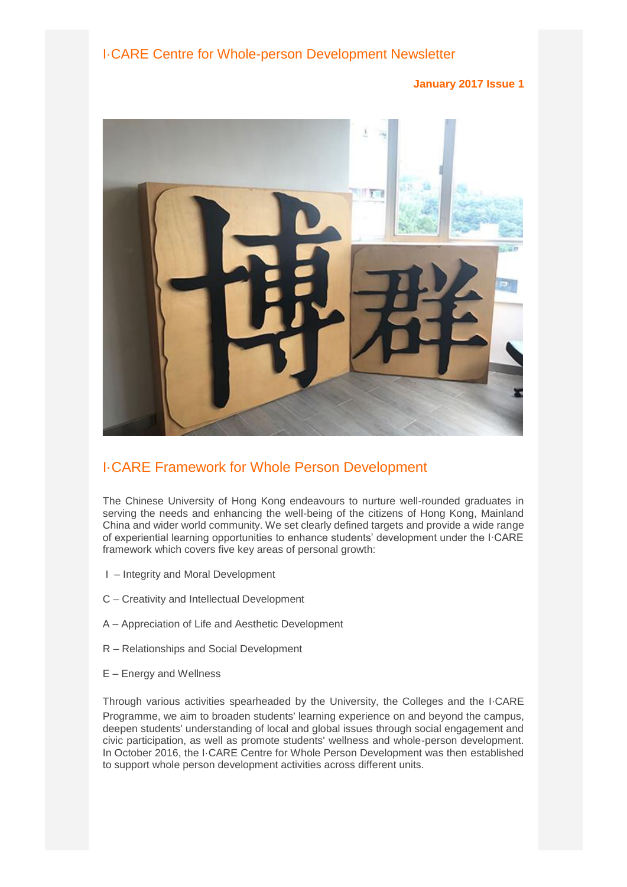# I·CARE Centre for Whole-person Development Newsletter

**January 2017 Issue 1**

## I·CARE Framework for Whole Person Development

The Chinese University of Hong Kong endeavours to nurture well-rounded graduates in serving the needs and enhancing the well-being of the citizens of Hong Kong, Mainland China and wider world community. We set clearly defined targets and provide a wide range of experiential learning opportunities to enhance students' development under the I·CARE framework which covers five key areas of personal growth:

I – Integrity and Moral Development

C – Creativity and Intellectual Development

A – Appreciation of Life and Aesthetic Development

R – Relationships and Social Development

E – Energy and Wellness

Through various activities spearheaded by the University, the Colleges and the I·CARE Programme, we aim to broaden students' learning experience on and beyond the campus, deepen students' understanding of local and global issues through social engagement and civic participation, as well as promote students' wellness and whole-person development. In October 2016, the I·CARE Centre for Whole Person Development was then established to support whole person development activities across different units.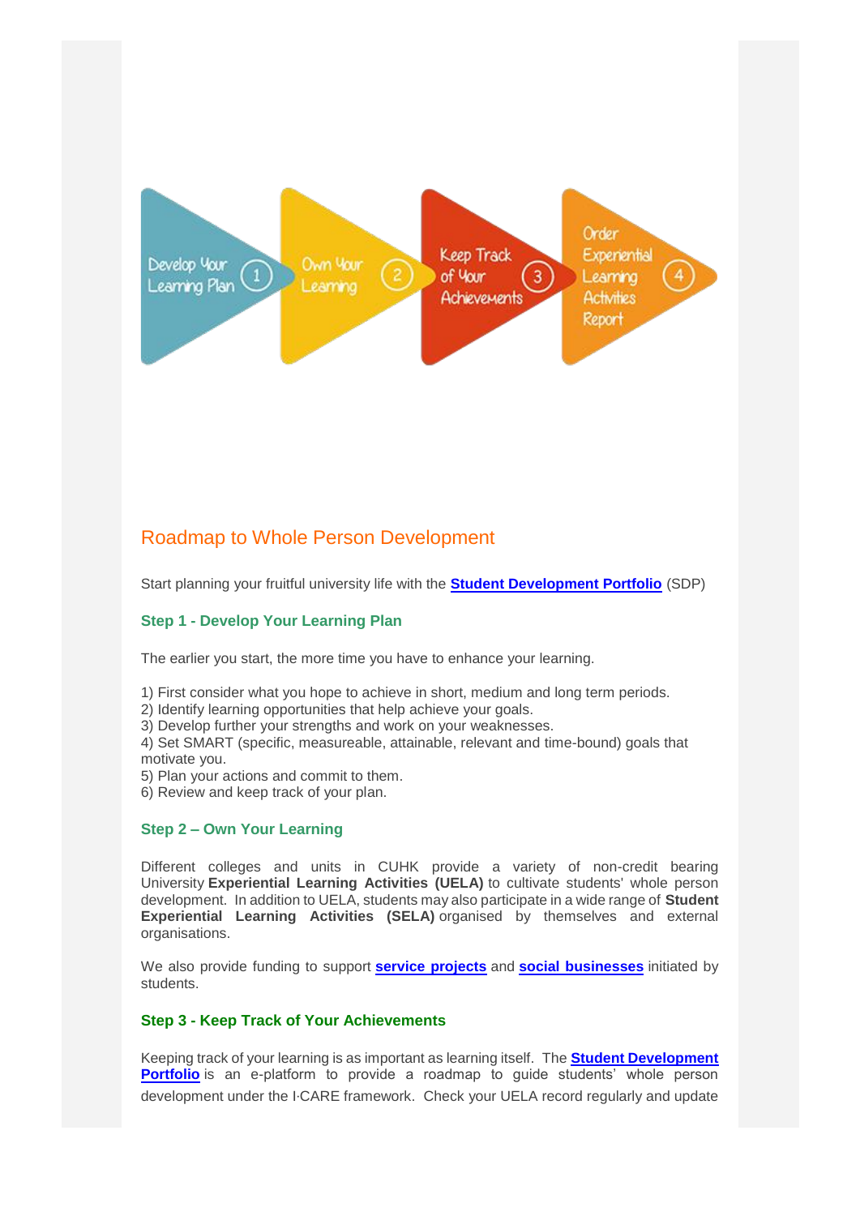Develop Your Learning Plan 1 → Own Your Learning 2 → Keep Track of Your Achievements 3 → Order Experiential Learning Activities Report 4

## Roadmap to Whole Person Development

Start planning your fruitful university life with the **Student Development Portfolio** (SDP)

### Step 1 - Develop Your Learning Plan

The earlier you start, the more time you have to enhance your learning.

1) First consider what you hope to achieve in short, medium and long term periods.
2) Identify learning opportunities that help achieve your goals.
3) Develop further your strengths and work on your weaknesses.
4) Set SMART (specific, measureable, attainable, relevant and time-bound) goals that motivate you.
5) Plan your actions and commit to them.
6) Review and keep track of your plan.

### Step 2 – Own Your Learning

Different colleges and units in CUHK provide a variety of non-credit bearing University **Experiential Learning Activities (UELA)** to cultivate students' whole person development. In addition to UELA, students may also participate in a wide range of **Student Experiential Learning Activities (SELA)** organised by themselves and external organisations.

We also provide funding to support **service projects** and **social businesses** initiated by students.

### Step 3 - Keep Track of Your Achievements

Keeping track of your learning is as important as learning itself. The **Student Development Portfolio** is an e-platform to provide a roadmap to guide students' whole person development under the I·CARE framework. Check your UELA record regularly and update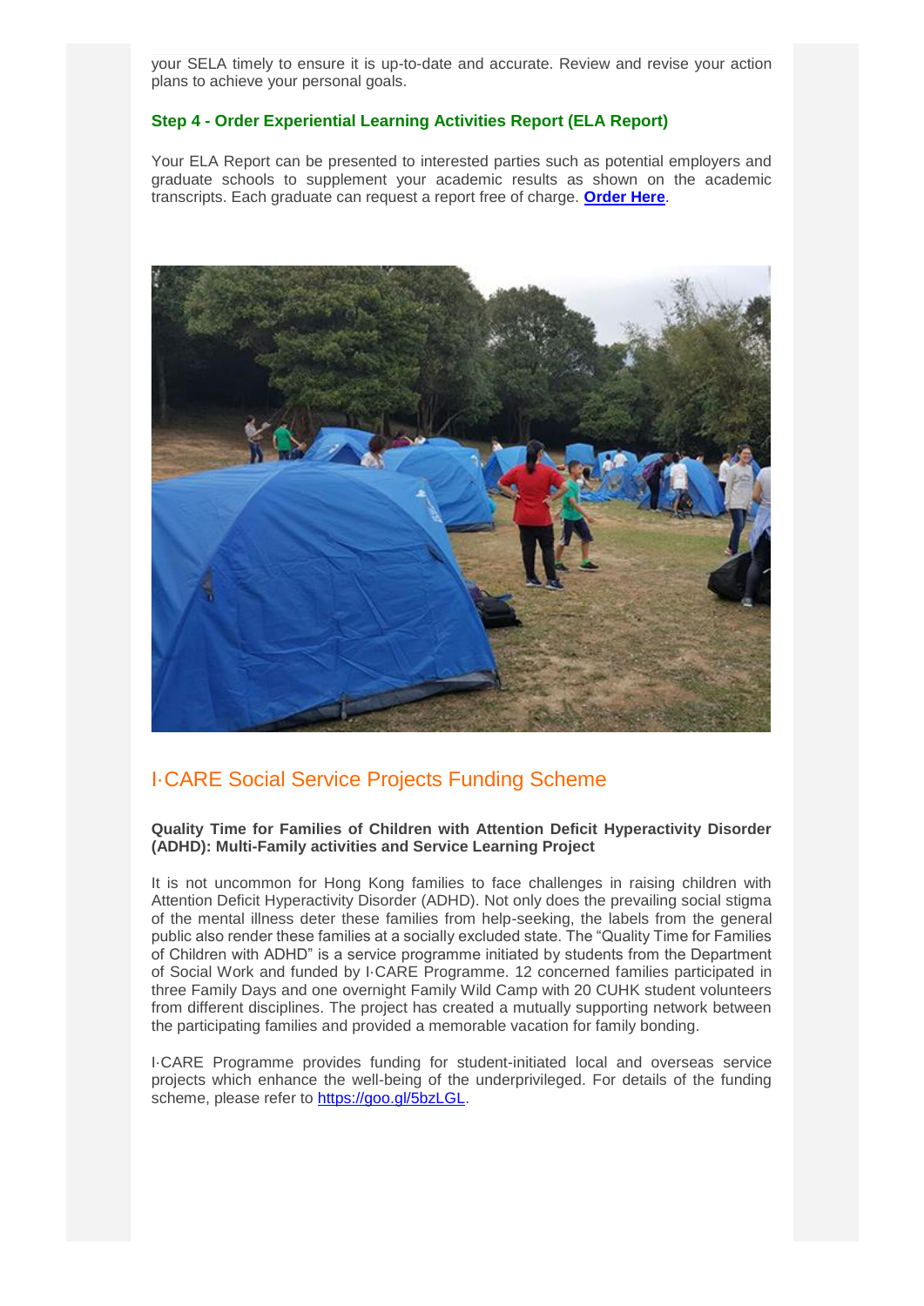your SELA timely to ensure it is up-to-date and accurate. Review and revise your action plans to achieve your personal goals.

### Step 4 - Order Experiential Learning Activities Report (ELA Report)

Your ELA Report can be presented to interested parties such as potential employers and graduate schools to supplement your academic results as shown on the academic transcripts. Each graduate can request a report free of charge. **Order Here**.

## I·CARE Social Service Projects Funding Scheme

**Quality Time for Families of Children with Attention Deficit Hyperactivity Disorder (ADHD): Multi-Family activities and Service Learning Project**

It is not uncommon for Hong Kong families to face challenges in raising children with Attention Deficit Hyperactivity Disorder (ADHD). Not only does the prevailing social stigma of the mental illness deter these families from help-seeking, the labels from the general public also render these families at a socially excluded state. The "Quality Time for Families of Children with ADHD" is a service programme initiated by students from the Department of Social Work and funded by I·CARE Programme. 12 concerned families participated in three Family Days and one overnight Family Wild Camp with 20 CUHK student volunteers from different disciplines. The project has created a mutually supporting network between the participating families and provided a memorable vacation for family bonding.

I·CARE Programme provides funding for student-initiated local and overseas service projects which enhance the well-being of the underprivileged. For details of the funding scheme, please refer to https://goo.gl/5bzLGL.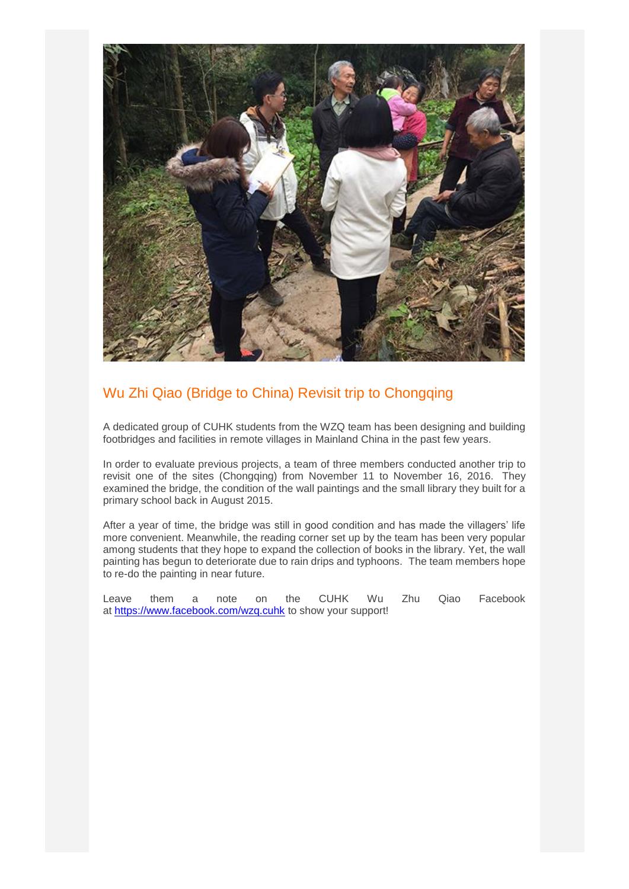## Wu Zhi Qiao (Bridge to China) Revisit trip to Chongqing

A dedicated group of CUHK students from the WZQ team has been designing and building footbridges and facilities in remote villages in Mainland China in the past few years.

In order to evaluate previous projects, a team of three members conducted another trip to revisit one of the sites (Chongqing) from November 11 to November 16, 2016. They examined the bridge, the condition of the wall paintings and the small library they built for a primary school back in August 2015.

After a year of time, the bridge was still in good condition and has made the villagers' life more convenient. Meanwhile, the reading corner set up by the team has been very popular among students that they hope to expand the collection of books in the library. Yet, the wall painting has begun to deteriorate due to rain drips and typhoons. The team members hope to re-do the painting in near future.

Leave them a note on the CUHK Wu Zhu Qiao Facebook at https://www.facebook.com/wzq.cuhk to show your support!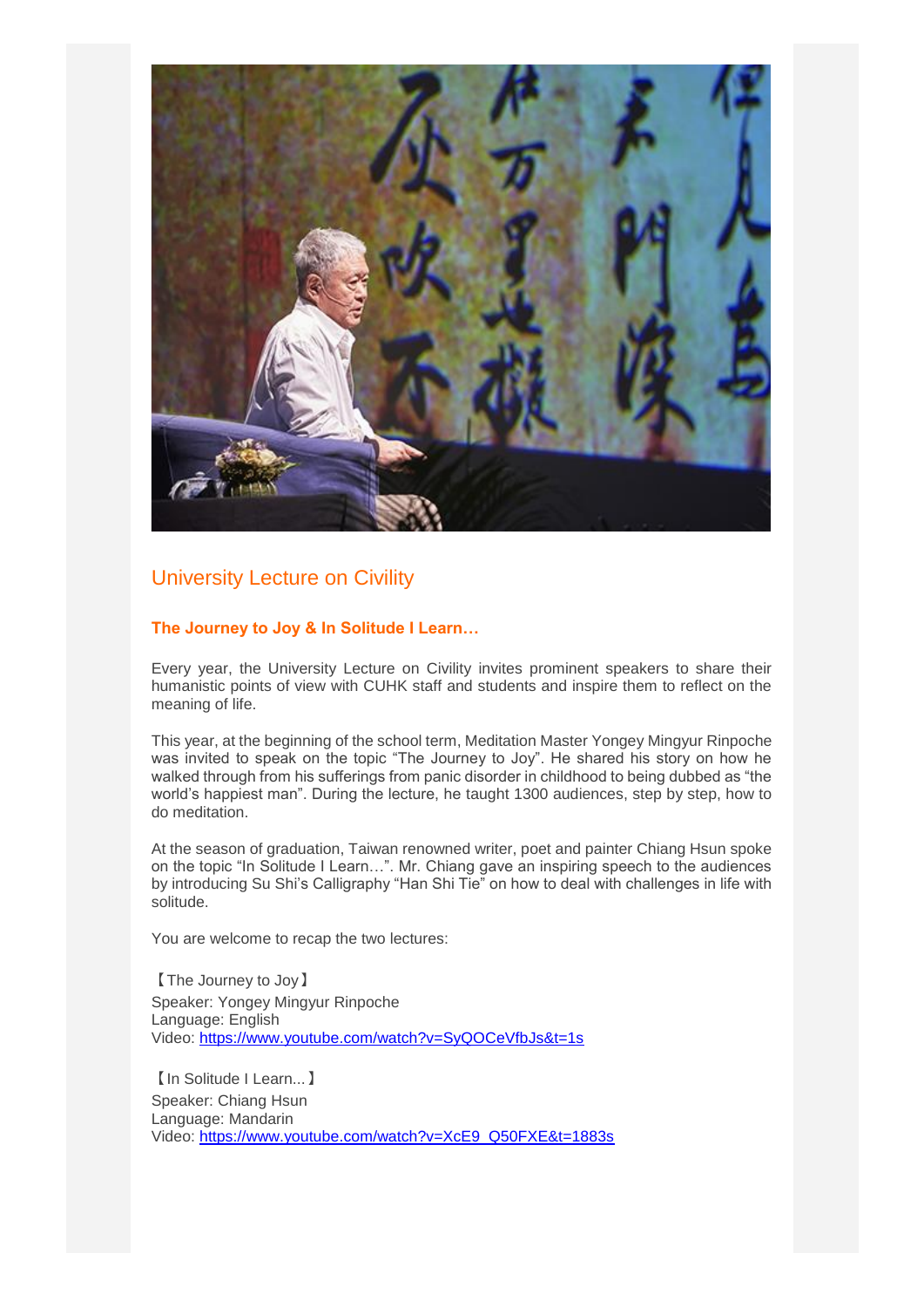## University Lecture on Civility

### The Journey to Joy & In Solitude I Learn…

Every year, the University Lecture on Civility invites prominent speakers to share their humanistic points of view with CUHK staff and students and inspire them to reflect on the meaning of life.

This year, at the beginning of the school term, Meditation Master Yongey Mingyur Rinpoche was invited to speak on the topic “The Journey to Joy”. He shared his story on how he walked through from his sufferings from panic disorder in childhood to being dubbed as “the world’s happiest man”. During the lecture, he taught 1300 audiences, step by step, how to do meditation.

At the season of graduation, Taiwan renowned writer, poet and painter Chiang Hsun spoke on the topic “In Solitude I Learn…”. Mr. Chiang gave an inspiring speech to the audiences by introducing Su Shi’s Calligraphy “Han Shi Tie” on how to deal with challenges in life with solitude.

You are welcome to recap the two lectures:

【The Journey to Joy】
Speaker: Yongey Mingyur Rinpoche
Language: English
Video: https://www.youtube.com/watch?v=SyQOCeVfbJs&t=1s

【In Solitude I Learn...】
Speaker: Chiang Hsun
Language: Mandarin
Video: https://www.youtube.com/watch?v=XcE9_Q50FXE&t=1883s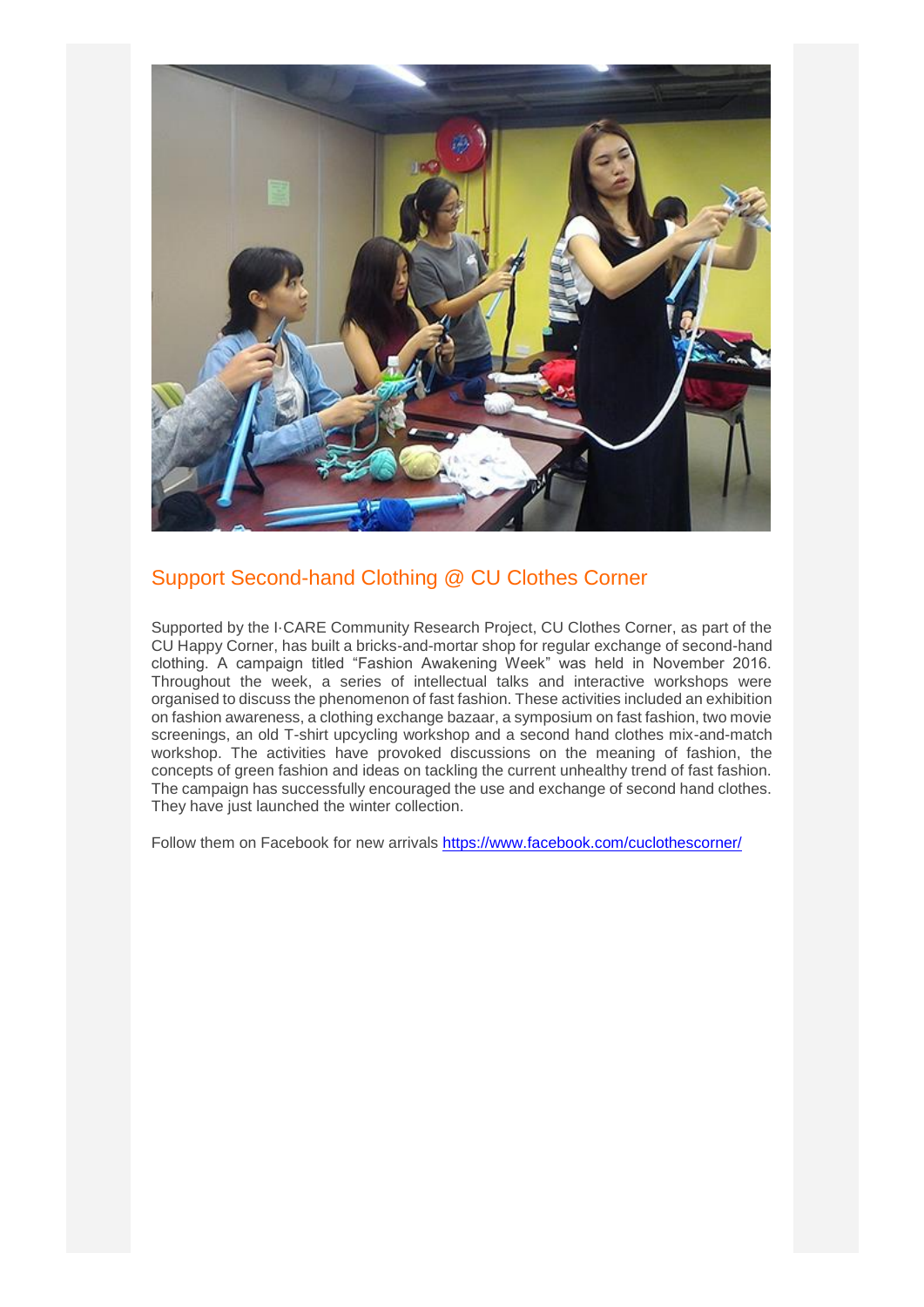## Support Second-hand Clothing @ CU Clothes Corner

Supported by the I·CARE Community Research Project, CU Clothes Corner, as part of the CU Happy Corner, has built a bricks-and-mortar shop for regular exchange of second-hand clothing. A campaign titled "Fashion Awakening Week" was held in November 2016. Throughout the week, a series of intellectual talks and interactive workshops were organised to discuss the phenomenon of fast fashion. These activities included an exhibition on fashion awareness, a clothing exchange bazaar, a symposium on fast fashion, two movie screenings, an old T-shirt upcycling workshop and a second hand clothes mix-and-match workshop. The activities have provoked discussions on the meaning of fashion, the concepts of green fashion and ideas on tackling the current unhealthy trend of fast fashion. The campaign has successfully encouraged the use and exchange of second hand clothes. They have just launched the winter collection.

Follow them on Facebook for new arrivals [https://www.facebook.com/cuclothescorner/](https://www.facebook.com/cuclothescorner/)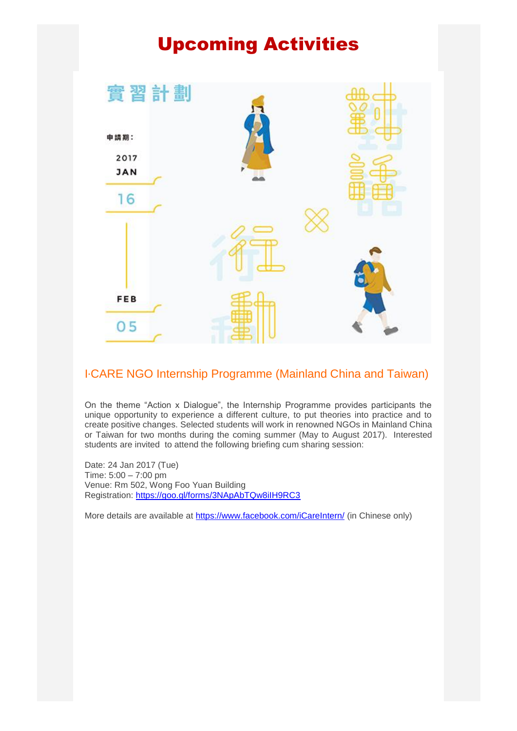# Upcoming Activities

實習計劃

申請期：

2017
JAN
16

FEB
05

對話 × 行動

## I·CARE NGO Internship Programme (Mainland China and Taiwan)

On the theme "Action x Dialogue", the Internship Programme provides participants the unique opportunity to experience a different culture, to put theories into practice and to create positive changes. Selected students will work in renowned NGOs in Mainland China or Taiwan for two months during the coming summer (May to August 2017). Interested students are invited to attend the following briefing cum sharing session:

Date: 24 Jan 2017 (Tue)
Time: 5:00 – 7:00 pm
Venue: Rm 502, Wong Foo Yuan Building
Registration: https://goo.gl/forms/3NApAbTQw8iIH9RC3

More details are available at https://www.facebook.com/iCareIntern/ (in Chinese only)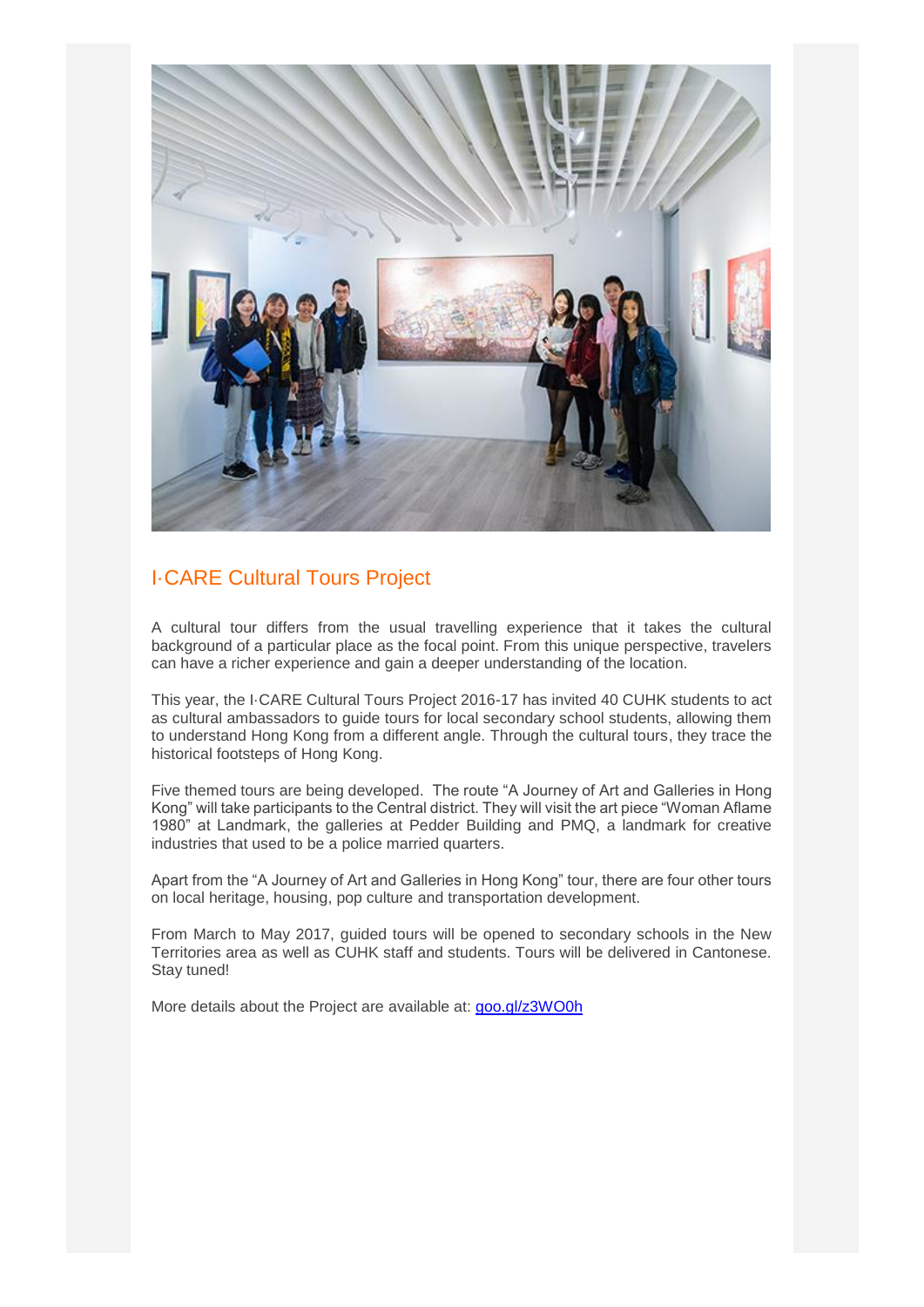## I·CARE Cultural Tours Project

A cultural tour differs from the usual travelling experience that it takes the cultural background of a particular place as the focal point. From this unique perspective, travelers can have a richer experience and gain a deeper understanding of the location.

This year, the I·CARE Cultural Tours Project 2016-17 has invited 40 CUHK students to act as cultural ambassadors to guide tours for local secondary school students, allowing them to understand Hong Kong from a different angle. Through the cultural tours, they trace the historical footsteps of Hong Kong.

Five themed tours are being developed. The route "A Journey of Art and Galleries in Hong Kong" will take participants to the Central district. They will visit the art piece "Woman Aflame 1980" at Landmark, the galleries at Pedder Building and PMQ, a landmark for creative industries that used to be a police married quarters.

Apart from the "A Journey of Art and Galleries in Hong Kong" tour, there are four other tours on local heritage, housing, pop culture and transportation development.

From March to May 2017, guided tours will be opened to secondary schools in the New Territories area as well as CUHK staff and students. Tours will be delivered in Cantonese. Stay tuned!

More details about the Project are available at: goo.gl/z3WO0h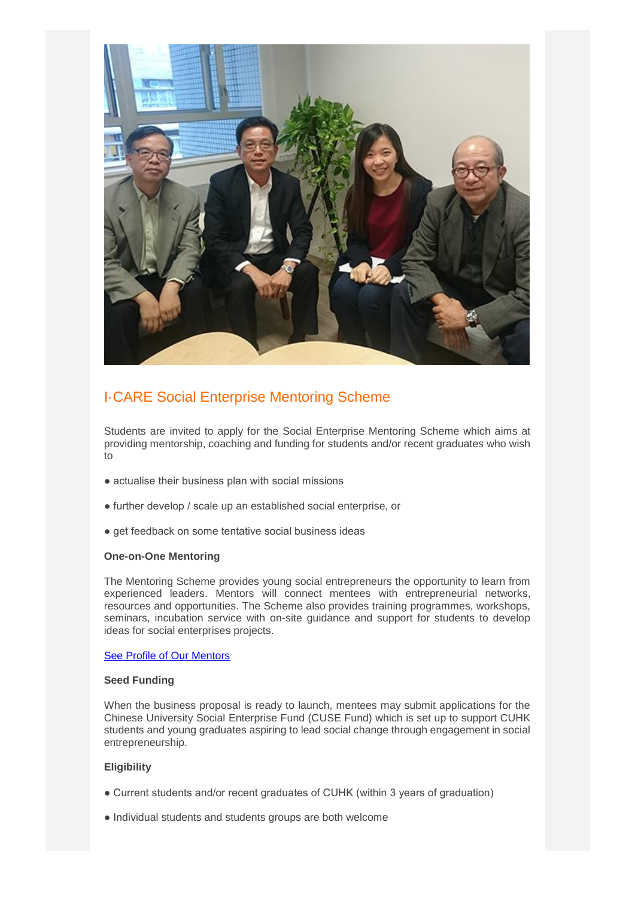## I·CARE Social Enterprise Mentoring Scheme

Students are invited to apply for the Social Enterprise Mentoring Scheme which aims at providing mentorship, coaching and funding for students and/or recent graduates who wish to

● actualise their business plan with social missions

● further develop / scale up an established social enterprise, or

● get feedback on some tentative social business ideas

**One-on-One Mentoring**

The Mentoring Scheme provides young social entrepreneurs the opportunity to learn from experienced leaders. Mentors will connect mentees with entrepreneurial networks, resources and opportunities. The Scheme also provides training programmes, workshops, seminars, incubation service with on-site guidance and support for students to develop ideas for social enterprises projects.

See Profile of Our Mentors

**Seed Funding**

When the business proposal is ready to launch, mentees may submit applications for the Chinese University Social Enterprise Fund (CUSE Fund) which is set up to support CUHK students and young graduates aspiring to lead social change through engagement in social entrepreneurship.

**Eligibility**

● Current students and/or recent graduates of CUHK (within 3 years of graduation)

● Individual students and students groups are both welcome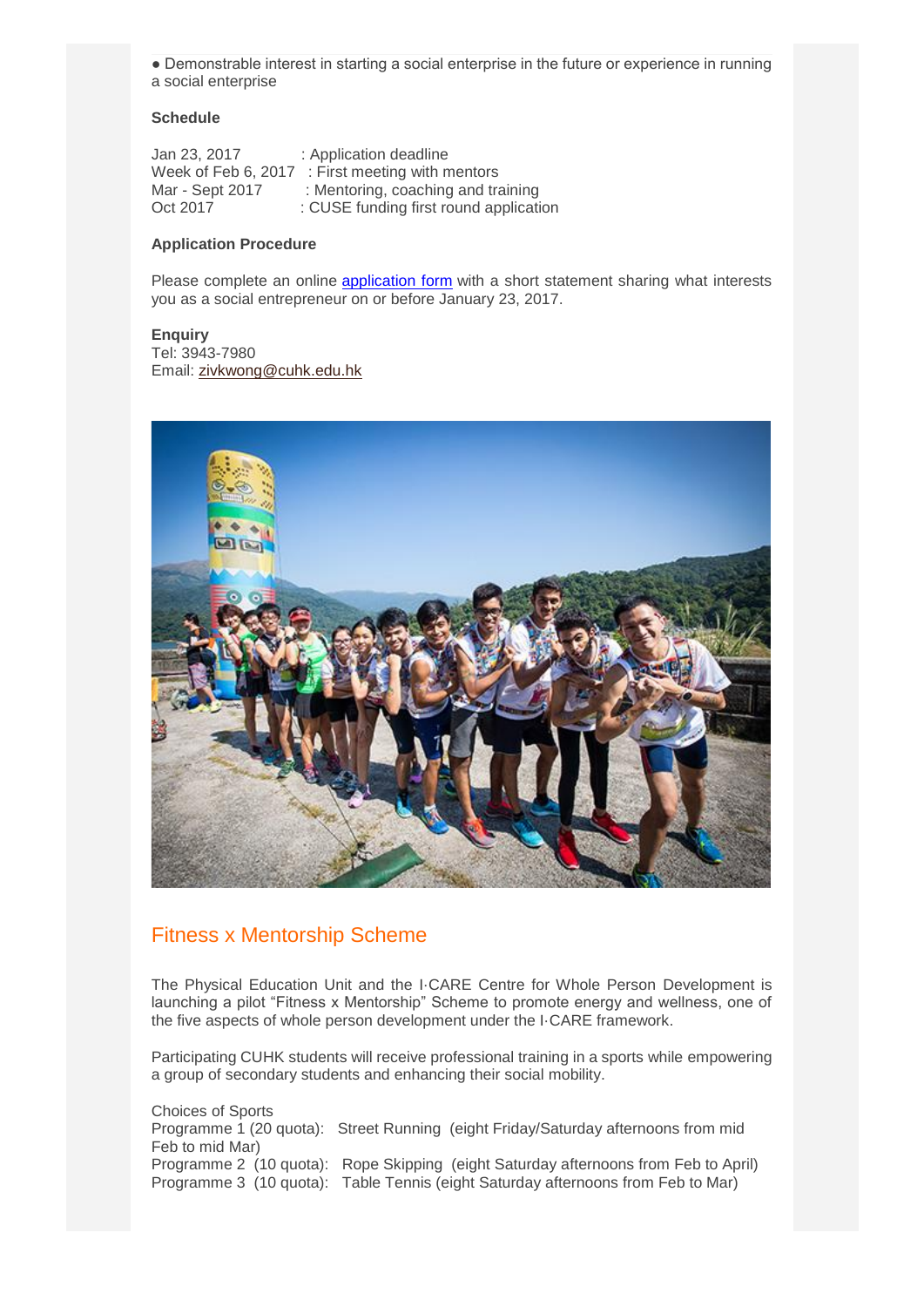● Demonstrable interest in starting a social enterprise in the future or experience in running a social enterprise

**Schedule**

Jan 23, 2017 : Application deadline
Week of Feb 6, 2017 : First meeting with mentors
Mar - Sept 2017 : Mentoring, coaching and training
Oct 2017 : CUSE funding first round application

**Application Procedure**

Please complete an online application form with a short statement sharing what interests you as a social entrepreneur on or before January 23, 2017.

**Enquiry**
Tel: 3943-7980
Email: zivkwong@cuhk.edu.hk

## Fitness x Mentorship Scheme

The Physical Education Unit and the I·CARE Centre for Whole Person Development is launching a pilot "Fitness x Mentorship" Scheme to promote energy and wellness, one of the five aspects of whole person development under the I·CARE framework.

Participating CUHK students will receive professional training in a sports while empowering a group of secondary students and enhancing their social mobility.

Choices of Sports
Programme 1 (20 quota): Street Running (eight Friday/Saturday afternoons from mid Feb to mid Mar)
Programme 2 (10 quota): Rope Skipping (eight Saturday afternoons from Feb to April)
Programme 3 (10 quota): Table Tennis (eight Saturday afternoons from Feb to Mar)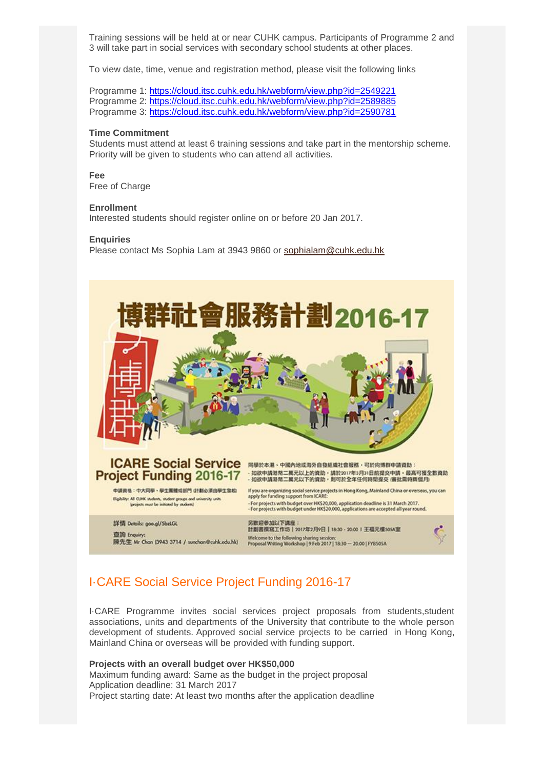Training sessions will be held at or near CUHK campus. Participants of Programme 2 and 3 will take part in social services with secondary school students at other places.

To view date, time, venue and registration method, please visit the following links

Programme 1: https://cloud.itsc.cuhk.edu.hk/webform/view.php?id=2549221
Programme 2: https://cloud.itsc.cuhk.edu.hk/webform/view.php?id=2589885
Programme 3: https://cloud.itsc.cuhk.edu.hk/webform/view.php?id=2590781

**Time Commitment**
Students must attend at least 6 training sessions and take part in the mentorship scheme. Priority will be given to students who can attend all activities.

**Fee**
Free of Charge

**Enrollment**
Interested students should register online on or before 20 Jan 2017.

**Enquiries**
Please contact Ms Sophia Lam at 3943 9860 or sophialam@cuhk.edu.hk

博群社會服務計劃2016-17

ICARE Social Service Project Funding 2016-17

申請資格：中大同學、學生團體或部門 (計劃必須由學生發起)
Eligibility: All CUHK students, student groups and university units (projects must be initiated by students)

同學於本港、中國內地或海外自發組織社會服務，可於向博群申請資助：
- 如欲申請港幣二萬元以上的資助，請於2017年3月31日前提交申請，最高可獲全數資助
- 如欲申請港幣二萬元以下的資助，則可於全年任何時間提交 (審批需時兩個月)

If you are organizing social service projects in Hong Kong, Mainland China or overseas, you can apply for funding support from ICARE:
- For projects with budget over HK$20,000, application deadline is 31 March 2017.
- For projects with budget under HK$20,000, applications are accepted all year round.

詳情 Details: goo.gl/SbzLGL
查詢 Enquiry: 陳先生 Mr Chan (3943 3714 / sunchan@cuhk.edu.hk)

另歡迎參加以下講座：
計劃書撰寫工作坊 | 2017年2月9日 | 18:30 - 20:00 | 王福元樓505A室
Welcome to the following sharing session:
Proposal Writing Workshop | 9 Feb 2017 | 18:30 — 20:00 | FYB505A

## I·CARE Social Service Project Funding 2016-17

I·CARE Programme invites social services project proposals from students,student associations, units and departments of the University that contribute to the whole person development of students. Approved social service projects to be carried in Hong Kong, Mainland China or overseas will be provided with funding support.

**Projects with an overall budget over HK$50,000**
Maximum funding award: Same as the budget in the project proposal
Application deadline: 31 March 2017
Project starting date: At least two months after the application deadline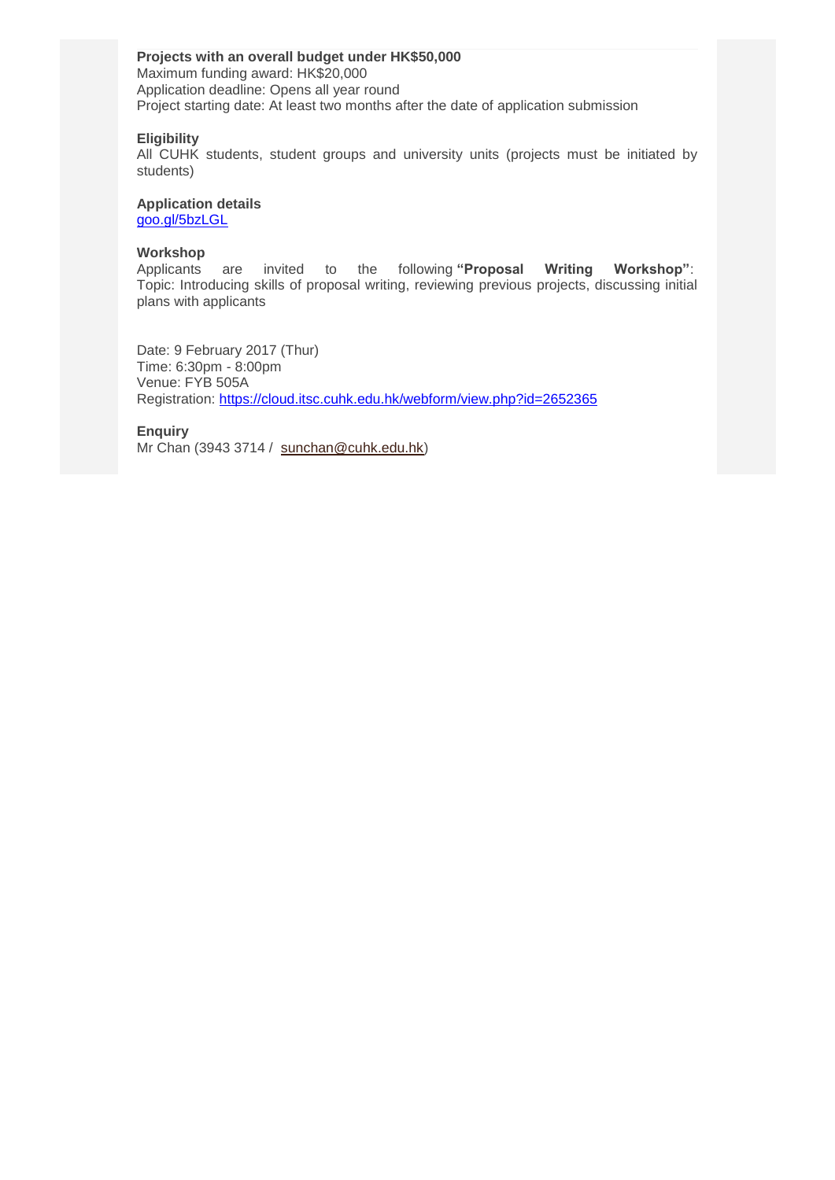**Projects with an overall budget under HK$50,000**
Maximum funding award: HK$20,000
Application deadline: Opens all year round
Project starting date: At least two months after the date of application submission

**Eligibility**
All CUHK students, student groups and university units (projects must be initiated by students)

**Application details**
goo.gl/5bzLGL

**Workshop**
Applicants are invited to the following **"Proposal Writing Workshop"**:
Topic: Introducing skills of proposal writing, reviewing previous projects, discussing initial plans with applicants

Date: 9 February 2017 (Thur)
Time: 6:30pm - 8:00pm
Venue: FYB 505A
Registration: https://cloud.itsc.cuhk.edu.hk/webform/view.php?id=2652365

**Enquiry**
Mr Chan (3943 3714 / sunchan@cuhk.edu.hk)